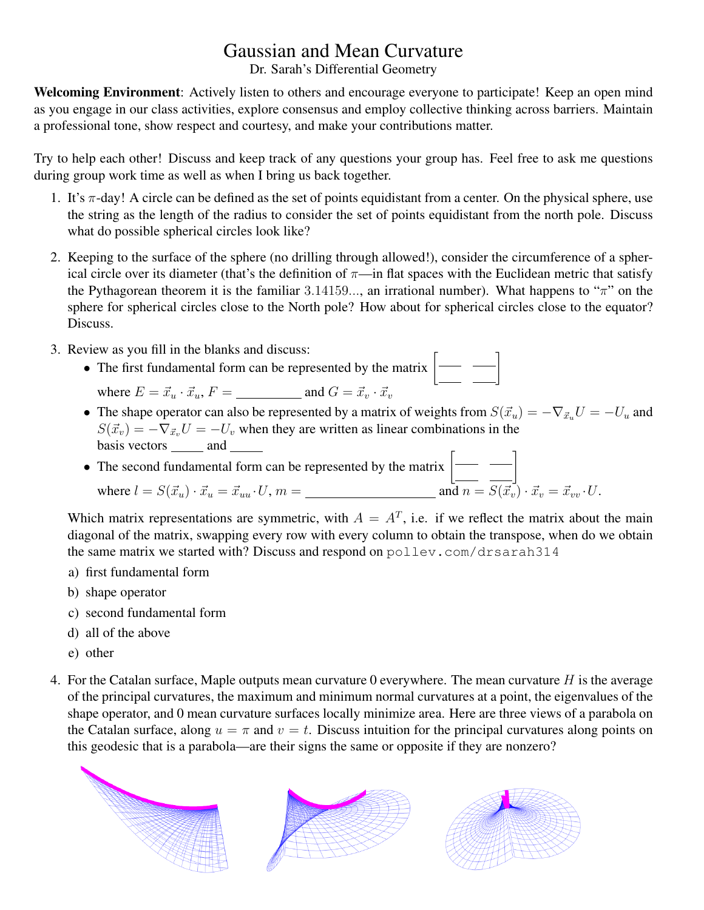# Gaussian and Mean Curvature

Dr. Sarah's Differential Geometry

**Welcoming Environment**: Actively listen to others and encourage everyone to participate! Keep an open mind as you engage in our class activities, explore consensus and employ collective thinking across barriers. Maintain a professional tone, show respect and courtesy, and make your contributions matter.

Try to help each other! Discuss and keep track of any questions your group has. Feel free to ask me questions during group work time as well as when I bring us back together.

1. It's $\pi$-day! A circle can be defined as the set of points equidistant from a center. On the physical sphere, use the string as the length of the radius to consider the set of points equidistant from the north pole. Discuss what do possible spherical circles look like?

2. Keeping to the surface of the sphere (no drilling through allowed!), consider the circumference of a spherical circle over its diameter (that's the definition of $\pi$—in flat spaces with the Euclidean metric that satisfy the Pythagorean theorem it is the familiar $3.14159...$, an irrational number). What happens to "$\pi$" on the sphere for spherical circles close to the North pole? How about for spherical circles close to the equator? Discuss.

3. Review as you fill in the blanks and discuss:
   - The first fundamental form can be represented by the matrix $\begin{bmatrix} \_\_ & \_\_ \\ \_\_ & \_\_ \end{bmatrix}$ where $E = \vec{x}_u \cdot \vec{x}_u$, $F =$ __________ and $G = \vec{x}_v \cdot \vec{x}_v$
   - The shape operator can also be represented by a matrix of weights from $S(\vec{x}_u) = -\nabla_{\vec{x}_u} U = -U_u$ and $S(\vec{x}_v) = -\nabla_{\vec{x}_v} U = -U_v$ when they are written as linear combinations in the basis vectors _____ and _____
   - The second fundamental form can be represented by the matrix $\begin{bmatrix} \_\_ & \_\_ \\ \_\_ & \_\_ \end{bmatrix}$ where $l = S(\vec{x}_u) \cdot \vec{x}_u = \vec{x}_{uu} \cdot U$, $m =$ ____________________ and $n = S(\vec{x}_v) \cdot \vec{x}_v = \vec{x}_{vv} \cdot U$.

   Which matrix representations are symmetric, with $A = A^T$, i.e. if we reflect the matrix about the main diagonal of the matrix, swapping every row with every column to obtain the transpose, when do we obtain the same matrix we started with? Discuss and respond on `pollev.com/drsarah314`

   a) first fundamental form

   b) shape operator

   c) second fundamental form

   d) all of the above

   e) other

4. For the Catalan surface, Maple outputs mean curvature 0 everywhere. The mean curvature $H$ is the average of the principal curvatures, the maximum and minimum normal curvatures at a point, the eigenvalues of the shape operator, and 0 mean curvature surfaces locally minimize area. Here are three views of a parabola on the Catalan surface, along $u = \pi$ and $v = t$. Discuss intuition for the principal curvatures along points on this geodesic that is a parabola—are their signs the same or opposite if they are nonzero?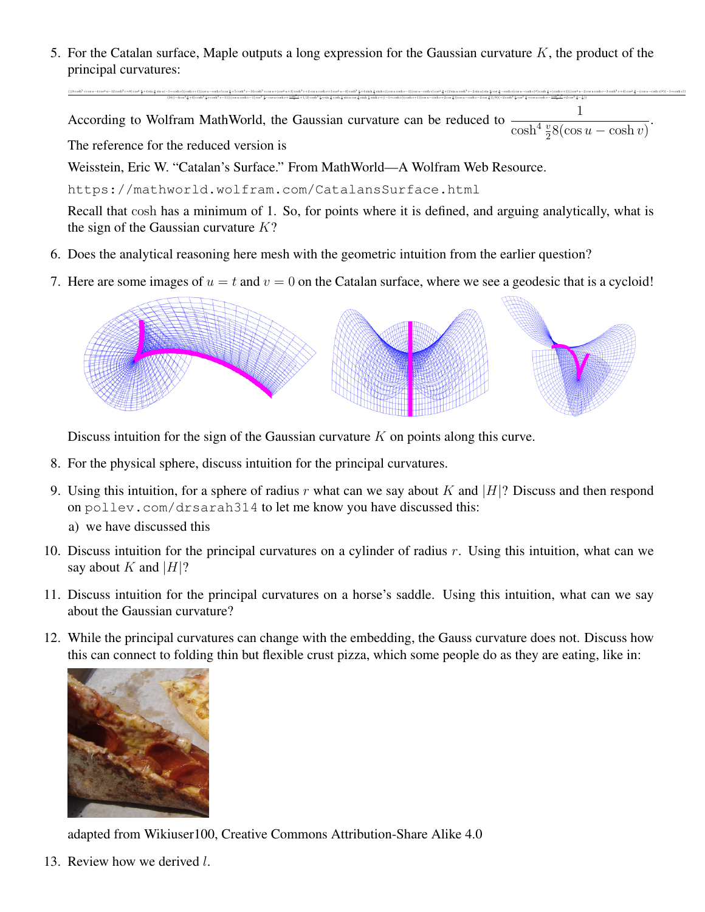5. For the Catalan surface, Maple outputs a long expression for the Gaussian curvature $K$, the product of the principal curvatures:

$$\frac{\left(\left(8\cosh^3 v\cos u-4\cos^3 u-12\cosh^3 v+8\right)\cos^2\frac{v}{2}+4\sin\frac{v}{2}\sin u(-1+\cosh v)(\cosh v+1)(\cos u-\cosh v)\cos\frac{v}{2}+5\cosh^4 v-10\cosh^3 v\cos u+(\cos^2 u+3)\cosh^2 v+2\cos u\cosh v+3\cos^2 u-4\right)\cosh^2\frac{v}{2}+4\sinh\frac{v}{2}\sinh v\left((\cos u\cosh v-1)(\cos u-\cosh v)\cos^2\frac{v}{2}+(2\sin u\cosh^2 v-2\sin u)\sin\frac{v}{2}\cos\frac{v}{2}-\cosh v(\cos u-\cosh v)^2\right)\cosh\frac{v}{2}+(\cosh v+1)\left((\cos^2 u-2\cos u\cosh v-3\cosh^2 v+4)\cos^2\frac{v}{2}-(\cos u-\cosh v)^2\right)(-1+\cosh v)}{16\left((-4\cos^2\frac{v}{2}+4)\cosh^2\frac{v}{2}+\cosh^2 v-1\right)\left(\left((\cos u\cosh v-1)\cos^2\frac{v}{2}-\cos u\cosh v+\frac{\cosh^2 v}{2}+\frac{1}{2}\right)\cosh^2\frac{v}{2}+\sin\frac{v}{2}\cosh\frac{v}{2}\sin u\cos\frac{v}{2}\sinh\frac{v}{2}\sinh v+\frac{(-1+\cosh v)(\cosh v+1)(\cos u-\cosh v+2\cos\frac{v}{2})(\cos u-\cosh v-2\cos\frac{v}{2})}{8}\right)\left(-2\cosh^2\frac{v}{2}\cos^2\frac{v}{2}+\cos u\cosh v-\frac{\cosh^2 v}{2}+2\cos^2\frac{v}{2}-\frac{1}{2}\right)}$$

According to Wolfram MathWorld, the Gaussian curvature can be reduced to $\dfrac{1}{\cosh^4 \frac{v}{2} 8(\cos u - \cosh v)}$.

The reference for the reduced version is

Weisstein, Eric W. "Catalan's Surface." From MathWorld—A Wolfram Web Resource.

https://mathworld.wolfram.com/CatalansSurface.html

Recall that cosh has a minimum of 1. So, for points where it is defined, and arguing analytically, what is the sign of the Gaussian curvature $K$?

6. Does the analytical reasoning here mesh with the geometric intuition from the earlier question?

7. Here are some images of $u = t$ and $v = 0$ on the Catalan surface, where we see a geodesic that is a cycloid!

   Discuss intuition for the sign of the Gaussian curvature $K$ on points along this curve.

8. For the physical sphere, discuss intuition for the principal curvatures.

9. Using this intuition, for a sphere of radius $r$ what can we say about $K$ and $|H|$? Discuss and then respond on pollev.com/drsarah314 to let me know you have discussed this:

   a) we have discussed this

10. Discuss intuition for the principal curvatures on a cylinder of radius $r$. Using this intuition, what can we say about $K$ and $|H|$?

11. Discuss intuition for the principal curvatures on a horse's saddle. Using this intuition, what can we say about the Gaussian curvature?

12. While the principal curvatures can change with the embedding, the Gauss curvature does not. Discuss how this can connect to folding thin but flexible crust pizza, which some people do as they are eating, like in:

    adapted from Wikiuser100, Creative Commons Attribution-Share Alike 4.0

13. Review how we derived $l$.